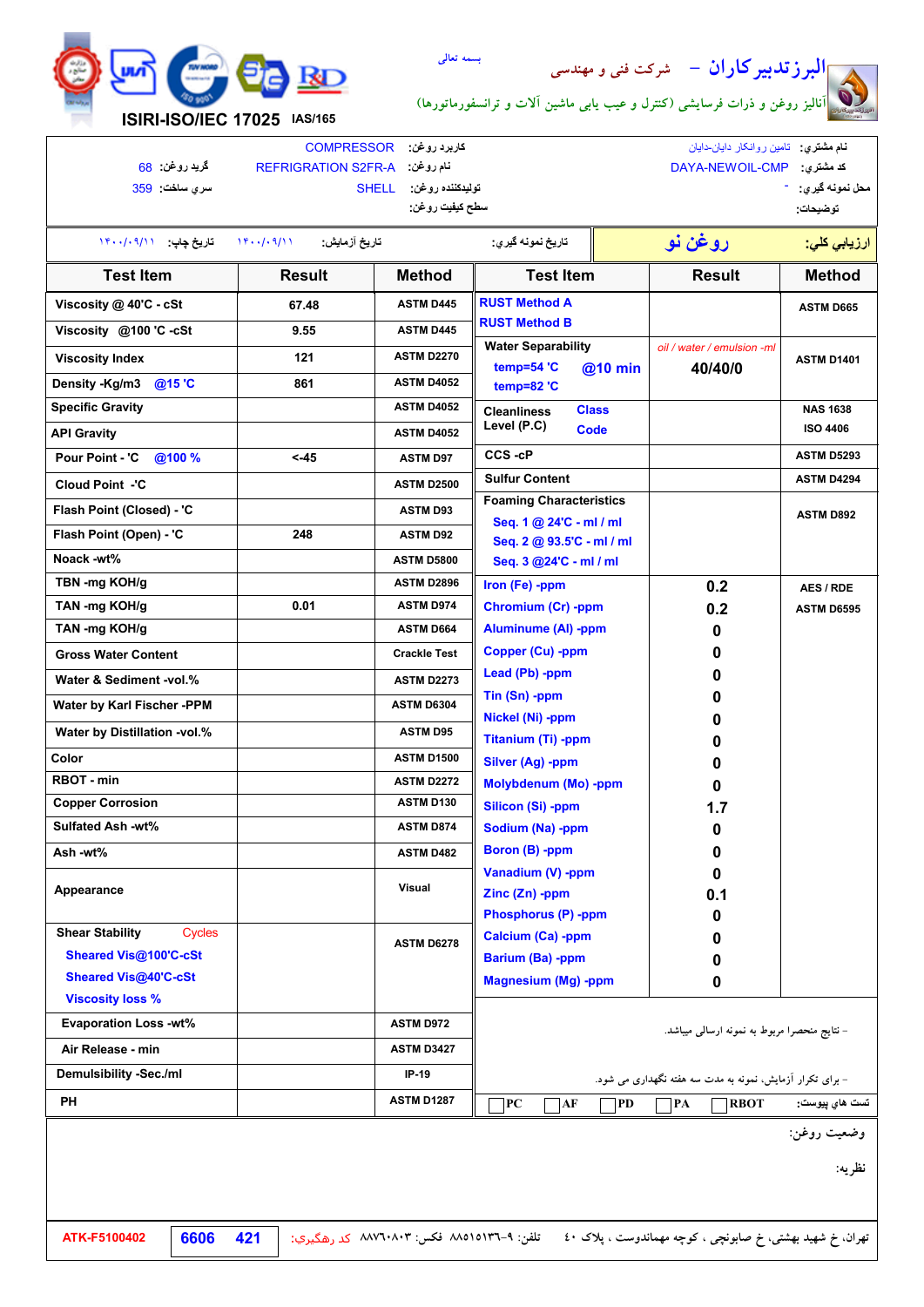ISIRI-ISO/IEC 17025 IAS/165

بسمه تعالی

# البرزتدبیرکاران – شرکت فنی و مهندسی

آنالیز روغن و ذرات فرسایشی (کنترل و عیب یابی ماشین آلات و ترانسفورماتورها)

| | | | |
|---|---|---|---|
| نام مشتري: تامین روانکار دایان-دایان | کاربرد روغن: COMPRESSOR | | |
| کد مشتري: DAYA-NEWOIL-CMP | نام روغن: REFRIGRATION S2FR-A | گرید روغن: 68 | |
| محل نمونه گيري: - | توليدكننده روغن: SHELL | سري ساخت: 359 | |
| توضيحات: | سطح كيفيت روغن: | | |

| ارزيابي كلي: | روغن نو | تاريخ نمونه گيري: | تاريخ آزمايش: ۱۴۰۰/۰۹/۱۱ | تاريخ چاپ: ۱۴۰۰/۰۹/۱۱ |
|---|---|---|---|---|

| Test Item | Result | Method |
|---|---|---|
| Viscosity @ 40'C - cSt | 67.48 | ASTM D445 |
| Viscosity @100 'C -cSt | 9.55 | ASTM D445 |
| Viscosity Index | 121 | ASTM D2270 |
| Density -Kg/m3 @15 'C | 861 | ASTM D4052 |
| Specific Gravity | | ASTM D4052 |
| API Gravity | | ASTM D4052 |
| Pour Point - 'C @100 % | <-45 | ASTM D97 |
| Cloud Point -'C | | ASTM D2500 |
| Flash Point (Closed) - 'C | | ASTM D93 |
| Flash Point (Open) - 'C | 248 | ASTM D92 |
| Noack -wt% | | ASTM D5800 |
| TBN -mg KOH/g | | ASTM D2896 |
| TAN -mg KOH/g | 0.01 | ASTM D974 |
| TAN -mg KOH/g | | ASTM D664 |
| Gross Water Content | | Crackle Test |
| Water & Sediment -vol.% | | ASTM D2273 |
| Water by Karl Fischer -PPM | | ASTM D6304 |
| Water by Distillation -vol.% | | ASTM D95 |
| Color | | ASTM D1500 |
| RBOT - min | | ASTM D2272 |
| Copper Corrosion | | ASTM D130 |
| Sulfated Ash -wt% | | ASTM D874 |
| Ash -wt% | | ASTM D482 |
| Appearance | | Visual |
| Shear Stability Cycles<br>Sheared Vis@100'C-cSt<br>Sheared Vis@40'C-cSt<br>Viscosity loss % | | ASTM D6278 |
| Evaporation Loss -wt% | | ASTM D972 |
| Air Release - min | | ASTM D3427 |
| Demulsibility -Sec./ml | | IP-19 |
| PH | | ASTM D1287 |

| Test Item | Result | Method |
|---|---|---|
| RUST Method A | | ASTM D665 |
| RUST Method B | | |
| Water Separability<br>temp=54 'C @10 min<br>temp=82 'C | oil / water / emulsion -ml<br>40/40/0 | ASTM D1401 |
| Cleanliness Level (P.C) Class | | NAS 1638 |
| Code | | ISO 4406 |
| CCS -cP | | ASTM D5293 |
| Sulfur Content | | ASTM D4294 |
| Foaming Characteristics<br>Seq. 1 @ 24'C - ml / ml<br>Seq. 2 @ 93.5'C - ml / ml<br>Seq. 3 @24'C - ml / ml | | ASTM D892 |
| Iron (Fe) -ppm | 0.2 | AES / RDE<br>ASTM D6595 |
| Chromium (Cr) -ppm | 0.2 | |
| Aluminume (Al) -ppm | 0 | |
| Copper (Cu) -ppm | 0 | |
| Lead (Pb) -ppm | 0 | |
| Tin (Sn) -ppm | 0 | |
| Nickel (Ni) -ppm | 0 | |
| Titanium (Ti) -ppm | 0 | |
| Silver (Ag) -ppm | 0 | |
| Molybdenum (Mo) -ppm | 0 | |
| Silicon (Si) -ppm | 1.7 | |
| Sodium (Na) -ppm | 0 | |
| Boron (B) -ppm | 0 | |
| Vanadium (V) -ppm | 0 | |
| Zinc (Zn) -ppm | 0.1 | |
| Phosphorus (P) -ppm | 0 | |
| Calcium (Ca) -ppm | 0 | |
| Barium (Ba) -ppm | 0 | |
| Magnesium (Mg) -ppm | 0 | |

- نتايج منحصرا مربوط به نمونه ارسالي ميباشد.

- براي تكرار آزمايش، نمونه به مدت سه هفته نگهداري مي شود.

تست هاي پيوست: ☐ RBOT ☐ PA ☐ PD ☐ AF ☐ PC

وضعيت روغن:

نظريه:

تهران، خ شهيد بهشتي، خ صابونچي ، كوچه مهماندوست ، پلاك ۴۰ تلفن: ۹-۸۸۵۱۰۱۳۶ فكس: ۸۸۷۶۰۸۰۳ كد رهگيري: 421 6606 ATK-F5100402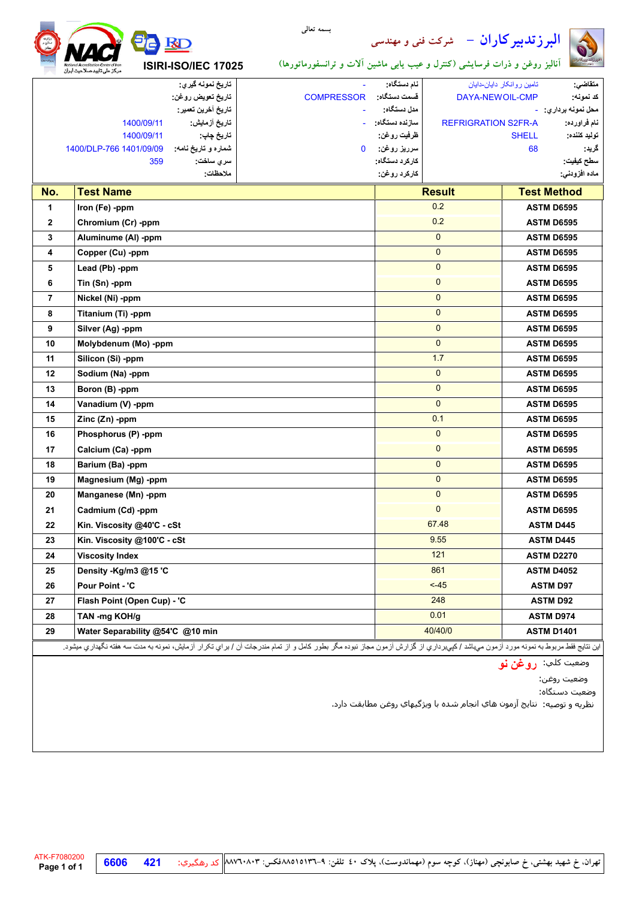بسمه تعالی

# البرزتدبیرکاران – شرکت فنی و مهندسی

آنالیز روغن و ذرات فرسایشی (کنترل و عیب یابی ماشین آلات و ترانسفورماتورها)

ISIRI-ISO/IEC 17025

| | | | | | |
|---|---|---|---|---|---|
| متقاضي: | تامین روانکار دایان-دایان | نام دستگاه: | - | تاریخ نمونه گیري: | |
| کد نمونه: | DAYA-NEWOIL-CMP | قسمت دستگاه: | COMPRESSOR | تاریخ تعویض روغن: | |
| محل نمونه برداري: | - | مدل دستگاه: | - | تاریخ آخرین تعمیر: | |
| نام فراورده: | REFRIGRATION S2FR-A | سازنده دستگاه: | - | تاریخ آزمایش: | 1400/09/11 |
| تولید کننده: | SHELL | ظرفیت روغن: | | تاریخ چاپ: | 1400/09/11 |
| گرید: | 68 | سرریز روغن: | 0 | شماره و تاریخ نامه: | 1400/DLP-766 1401/09/09 |
| سطح کیفیت: | | کارکرد دستگاه: | | سري ساخت: | 359 |
| ماده افزودني: | | کارکرد روغن: | | ملاحظات: | |

| No. | Test Name | Result | Test Method |
|---|---|---|---|
| 1 | Iron (Fe) -ppm | 0.2 | ASTM D6595 |
| 2 | Chromium (Cr) -ppm | 0.2 | ASTM D6595 |
| 3 | Aluminume (Al) -ppm | 0 | ASTM D6595 |
| 4 | Copper (Cu) -ppm | 0 | ASTM D6595 |
| 5 | Lead (Pb) -ppm | 0 | ASTM D6595 |
| 6 | Tin (Sn) -ppm | 0 | ASTM D6595 |
| 7 | Nickel (Ni) -ppm | 0 | ASTM D6595 |
| 8 | Titanium (Ti) -ppm | 0 | ASTM D6595 |
| 9 | Silver (Ag) -ppm | 0 | ASTM D6595 |
| 10 | Molybdenum (Mo) -ppm | 0 | ASTM D6595 |
| 11 | Silicon (Si) -ppm | 1.7 | ASTM D6595 |
| 12 | Sodium (Na) -ppm | 0 | ASTM D6595 |
| 13 | Boron (B) -ppm | 0 | ASTM D6595 |
| 14 | Vanadium (V) -ppm | 0 | ASTM D6595 |
| 15 | Zinc (Zn) -ppm | 0.1 | ASTM D6595 |
| 16 | Phosphorus (P) -ppm | 0 | ASTM D6595 |
| 17 | Calcium (Ca) -ppm | 0 | ASTM D6595 |
| 18 | Barium (Ba) -ppm | 0 | ASTM D6595 |
| 19 | Magnesium (Mg) -ppm | 0 | ASTM D6595 |
| 20 | Manganese (Mn) -ppm | 0 | ASTM D6595 |
| 21 | Cadmium (Cd) -ppm | 0 | ASTM D6595 |
| 22 | Kin. Viscosity @40'C - cSt | 67.48 | ASTM D445 |
| 23 | Kin. Viscosity @100'C - cSt | 9.55 | ASTM D445 |
| 24 | Viscosity Index | 121 | ASTM D2270 |
| 25 | Density -Kg/m3 @15 'C | 861 | ASTM D4052 |
| 26 | Pour Point - 'C | <-45 | ASTM D97 |
| 27 | Flash Point (Open Cup) - 'C | 248 | ASTM D92 |
| 28 | TAN -mg KOH/g | 0.01 | ASTM D974 |
| 29 | Water Separability @54'C @10 min | 40/40/0 | ASTM D1401 |

این نتایج فقط مربوط به نمونه مورد آزمون میباشد / کپیبرداري از گزارش آزمون مجاز نبوده مگر بطور کامل و از تمام مندرجات آن / براي تکرار آزمایش، نمونه به مدت سه هفته نگهداري میشود.

وضعیت کلي: **روغن نو**

وضعیت روغن:

وضعیت دستگاه:

نظریه و توصیه: نتایج آزمون هاي انجام شده با ویژگیهاي روغن مطابقت دارد.

تهران، خ شهید بهشتی، خ صابونچی (مهناز)، کوچه سوم (مهماندوست)، پلاک ٤٠ تلفن: ٩-٨٨٥١٥١٣٦فکس: ٨٨٧٦٠٨٠٣ | کد رهگیری: 421 6606

ATK-F7080200